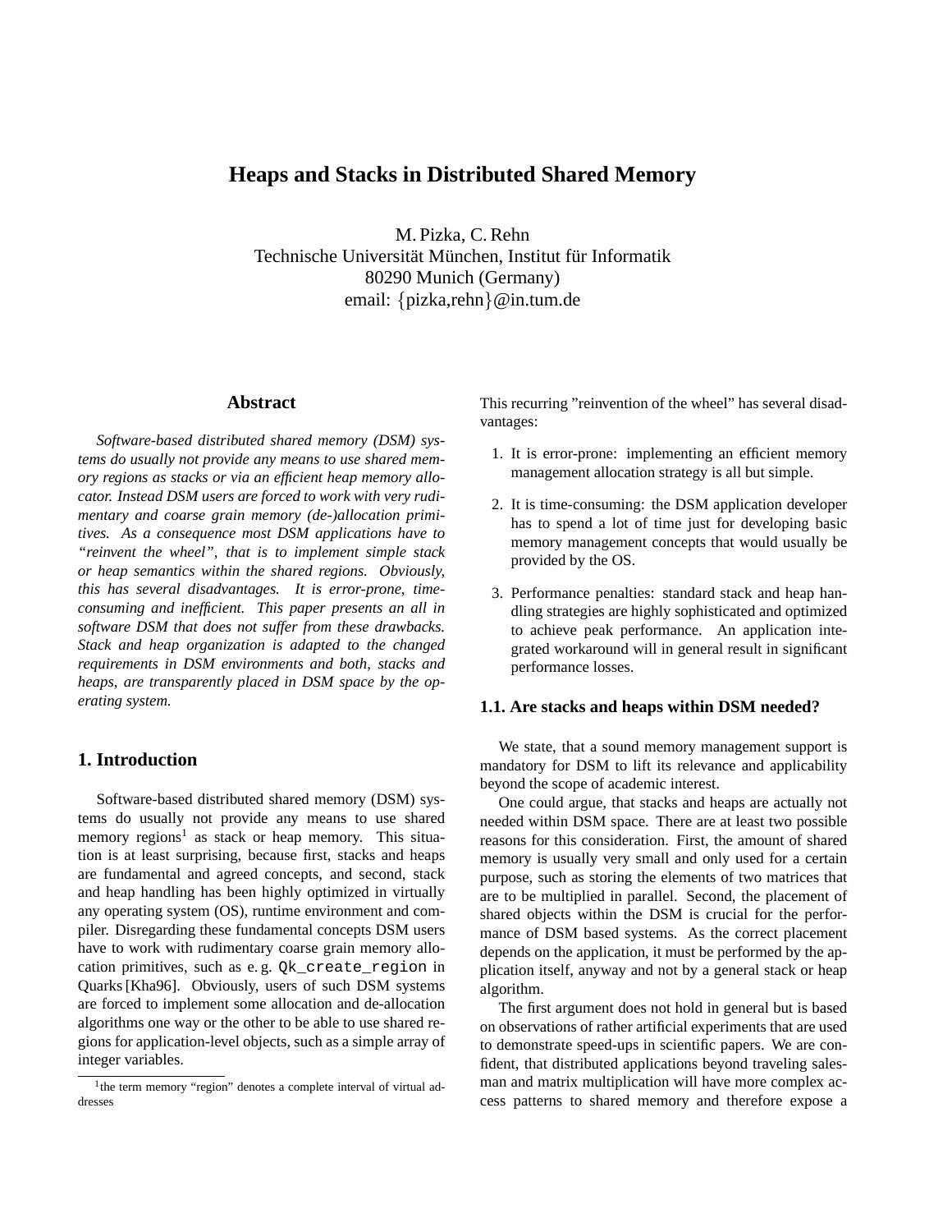# Heaps and Stacks in Distributed Shared Memory

M. Pizka, C. Rehn
Technische Universität München, Institut für Informatik
80290 Munich (Germany)
email: {pizka,rehn}@in.tum.de

## Abstract

*Software-based distributed shared memory (DSM) systems do usually not provide any means to use shared memory regions as stacks or via an efficient heap memory allocator. Instead DSM users are forced to work with very rudimentary and coarse grain memory (de-)allocation primitives. As a consequence most DSM applications have to "reinvent the wheel", that is to implement simple stack or heap semantics within the shared regions. Obviously, this has several disadvantages. It is error-prone, time-consuming and inefficient. This paper presents an all in software DSM that does not suffer from these drawbacks. Stack and heap organization is adapted to the changed requirements in DSM environments and both, stacks and heaps, are transparently placed in DSM space by the operating system.*

## 1. Introduction

Software-based distributed shared memory (DSM) systems do usually not provide any means to use shared memory regions[1] as stack or heap memory. This situation is at least surprising, because first, stacks and heaps are fundamental and agreed concepts, and second, stack and heap handling has been highly optimized in virtually any operating system (OS), runtime environment and compiler. Disregarding these fundamental concepts DSM users have to work with rudimentary coarse grain memory allocation primitives, such as e.g. `Qk_create_region` in Quarks [Kha96]. Obviously, users of such DSM systems are forced to implement some allocation and de-allocation algorithms one way or the other to be able to use shared regions for application-level objects, such as a simple array of integer variables.

[1] the term memory "region" denotes a complete interval of virtual addresses

This recurring "reinvention of the wheel" has several disadvantages:

1. It is error-prone: implementing an efficient memory management allocation strategy is all but simple.
2. It is time-consuming: the DSM application developer has to spend a lot of time just for developing basic memory management concepts that would usually be provided by the OS.
3. Performance penalties: standard stack and heap handling strategies are highly sophisticated and optimized to achieve peak performance. An application integrated workaround will in general result in significant performance losses.

### 1.1. Are stacks and heaps within DSM needed?

We state, that a sound memory management support is mandatory for DSM to lift its relevance and applicability beyond the scope of academic interest.

One could argue, that stacks and heaps are actually not needed within DSM space. There are at least two possible reasons for this consideration. First, the amount of shared memory is usually very small and only used for a certain purpose, such as storing the elements of two matrices that are to be multiplied in parallel. Second, the placement of shared objects within the DSM is crucial for the performance of DSM based systems. As the correct placement depends on the application, it must be performed by the application itself, anyway and not by a general stack or heap algorithm.

The first argument does not hold in general but is based on observations of rather artificial experiments that are used to demonstrate speed-ups in scientific papers. We are confident, that distributed applications beyond traveling salesman and matrix multiplication will have more complex access patterns to shared memory and therefore expose a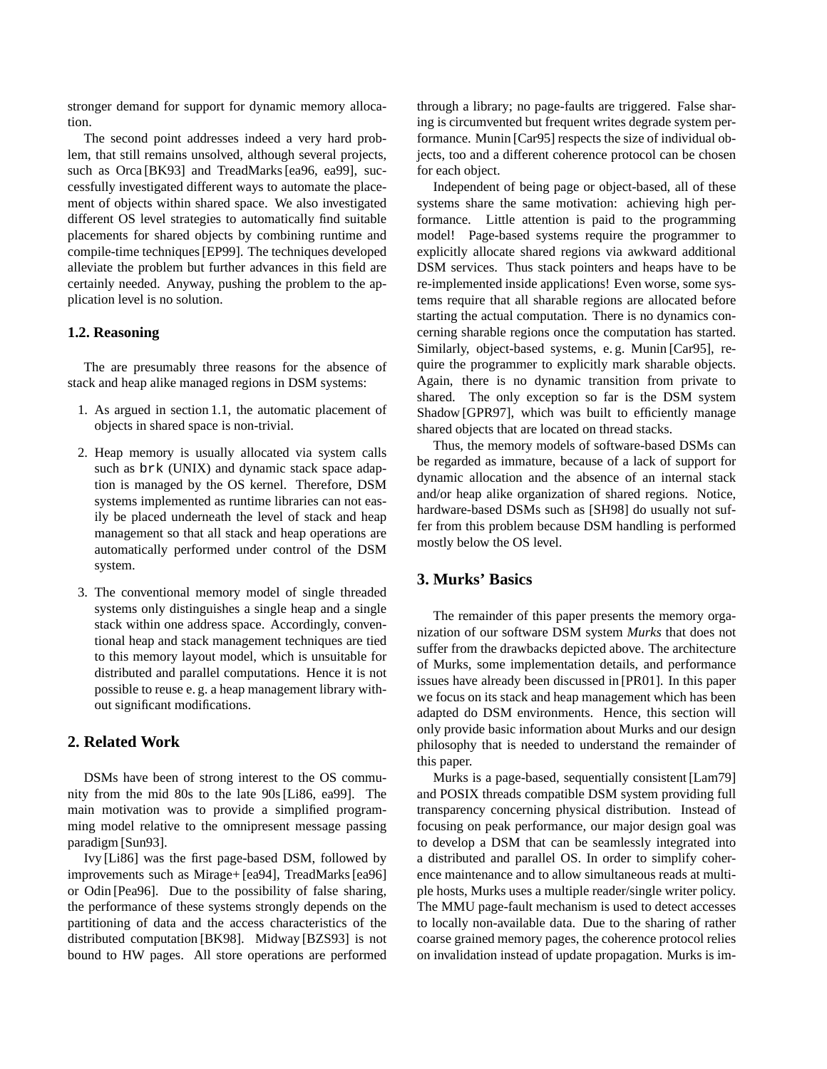stronger demand for support for dynamic memory allocation.

The second point addresses indeed a very hard problem, that still remains unsolved, although several projects, such as Orca [BK93] and TreadMarks [ea96, ea99], successfully investigated different ways to automate the placement of objects within shared space. We also investigated different OS level strategies to automatically find suitable placements for shared objects by combining runtime and compile-time techniques [EP99]. The techniques developed alleviate the problem but further advances in this field are certainly needed. Anyway, pushing the problem to the application level is no solution.

### 1.2. Reasoning

The are presumably three reasons for the absence of stack and heap alike managed regions in DSM systems:

1. As argued in section 1.1, the automatic placement of objects in shared space is non-trivial.
2. Heap memory is usually allocated via system calls such as `brk` (UNIX) and dynamic stack space adaption is managed by the OS kernel. Therefore, DSM systems implemented as runtime libraries can not easily be placed underneath the level of stack and heap management so that all stack and heap operations are automatically performed under control of the DSM system.
3. The conventional memory model of single threaded systems only distinguishes a single heap and a single stack within one address space. Accordingly, conventional heap and stack management techniques are tied to this memory layout model, which is unsuitable for distributed and parallel computations. Hence it is not possible to reuse e. g. a heap management library without significant modifications.

## 2. Related Work

DSMs have been of strong interest to the OS community from the mid 80s to the late 90s [Li86, ea99]. The main motivation was to provide a simplified programming model relative to the omnipresent message passing paradigm [Sun93].

Ivy [Li86] was the first page-based DSM, followed by improvements such as Mirage+ [ea94], TreadMarks [ea96] or Odin [Pea96]. Due to the possibility of false sharing, the performance of these systems strongly depends on the partitioning of data and the access characteristics of the distributed computation [BK98]. Midway [BZS93] is not bound to HW pages. All store operations are performed through a library; no page-faults are triggered. False sharing is circumvented but frequent writes degrade system performance. Munin [Car95] respects the size of individual objects, too and a different coherence protocol can be chosen for each object.

Independent of being page or object-based, all of these systems share the same motivation: achieving high performance. Little attention is paid to the programming model! Page-based systems require the programmer to explicitly allocate shared regions via awkward additional DSM services. Thus stack pointers and heaps have to be re-implemented inside applications! Even worse, some systems require that all sharable regions are allocated before starting the actual computation. There is no dynamics concerning sharable regions once the computation has started. Similarly, object-based systems, e. g. Munin [Car95], require the programmer to explicitly mark sharable objects. Again, there is no dynamic transition from private to shared. The only exception so far is the DSM system Shadow [GPR97], which was built to efficiently manage shared objects that are located on thread stacks.

Thus, the memory models of software-based DSMs can be regarded as immature, because of a lack of support for dynamic allocation and the absence of an internal stack and/or heap alike organization of shared regions. Notice, hardware-based DSMs such as [SH98] do usually not suffer from this problem because DSM handling is performed mostly below the OS level.

## 3. Murks' Basics

The remainder of this paper presents the memory organization of our software DSM system *Murks* that does not suffer from the drawbacks depicted above. The architecture of Murks, some implementation details, and performance issues have already been discussed in [PR01]. In this paper we focus on its stack and heap management which has been adapted do DSM environments. Hence, this section will only provide basic information about Murks and our design philosophy that is needed to understand the remainder of this paper.

Murks is a page-based, sequentially consistent [Lam79] and POSIX threads compatible DSM system providing full transparency concerning physical distribution. Instead of focusing on peak performance, our major design goal was to develop a DSM that can be seamlessly integrated into a distributed and parallel OS. In order to simplify coherence maintenance and to allow simultaneous reads at multiple hosts, Murks uses a multiple reader/single writer policy. The MMU page-fault mechanism is used to detect accesses to locally non-available data. Due to the sharing of rather coarse grained memory pages, the coherence protocol relies on invalidation instead of update propagation. Murks is im-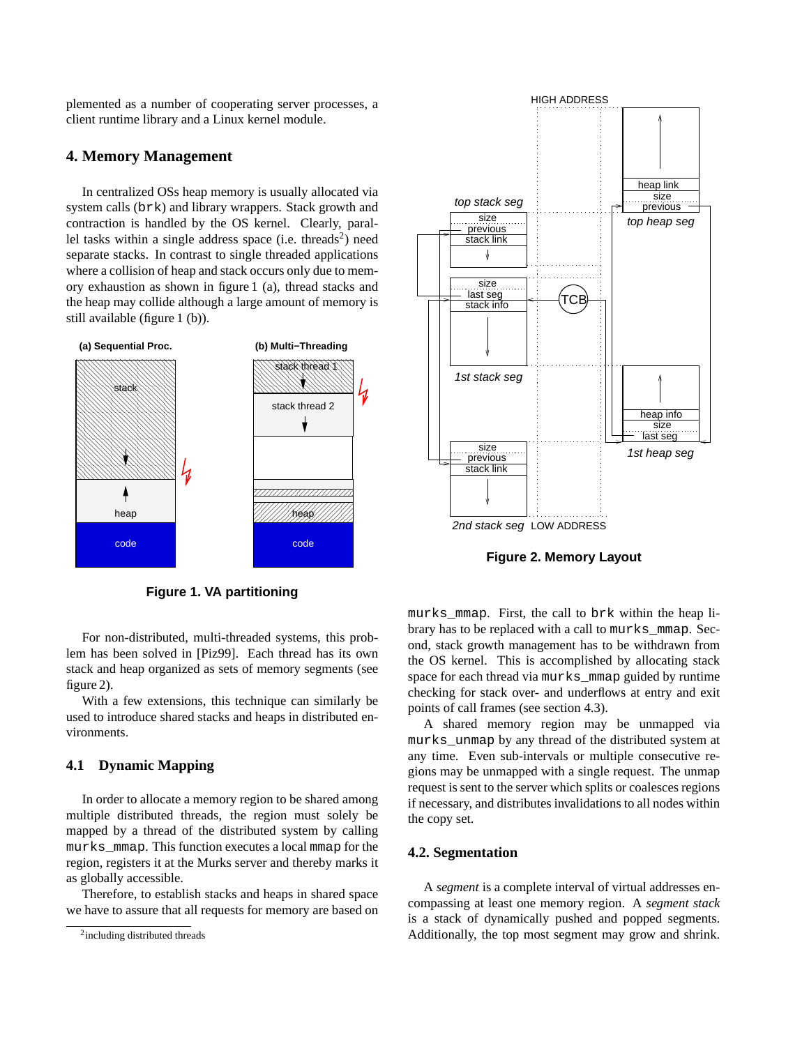plemented as a number of cooperating server processes, a client runtime library and a Linux kernel module.

## 4. Memory Management

In centralized OSs heap memory is usually allocated via system calls (`brk`) and library wrappers. Stack growth and contraction is handled by the OS kernel. Clearly, parallel tasks within a single address space (i.e. threads[2]) need separate stacks. In contrast to single threaded applications where a collision of heap and stack occurs only due to memory exhaustion as shown in figure 1 (a), thread stacks and the heap may collide although a large amount of memory is still available (figure 1 (b)).

**Figure 1. VA partitioning**

For non-distributed, multi-threaded systems, this problem has been solved in [Piz99]. Each thread has its own stack and heap organized as sets of memory segments (see figure 2).

With a few extensions, this technique can similarly be used to introduce shared stacks and heaps in distributed environments.

### 4.1 Dynamic Mapping

In order to allocate a memory region to be shared among multiple distributed threads, the region must solely be mapped by a thread of the distributed system by calling `murks_mmap`. This function executes a local `mmap` for the region, registers it at the Murks server and thereby marks it as globally accessible.

Therefore, to establish stacks and heaps in shared space we have to assure that all requests for memory are based on

[2] including distributed threads

**Figure 2. Memory Layout**

`murks_mmap`. First, the call to `brk` within the heap library has to be replaced with a call to `murks_mmap`. Second, stack growth management has to be withdrawn from the OS kernel. This is accomplished by allocating stack space for each thread via `murks_mmap` guided by runtime checking for stack over- and underflows at entry and exit points of call frames (see section 4.3).

A shared memory region may be unmapped via `murks_unmap` by any thread of the distributed system at any time. Even sub-intervals or multiple consecutive regions may be unmapped with a single request. The unmap request is sent to the server which splits or coalesces regions if necessary, and distributes invalidations to all nodes within the copy set.

### 4.2. Segmentation

A *segment* is a complete interval of virtual addresses encompassing at least one memory region. A *segment stack* is a stack of dynamically pushed and popped segments. Additionally, the top most segment may grow and shrink.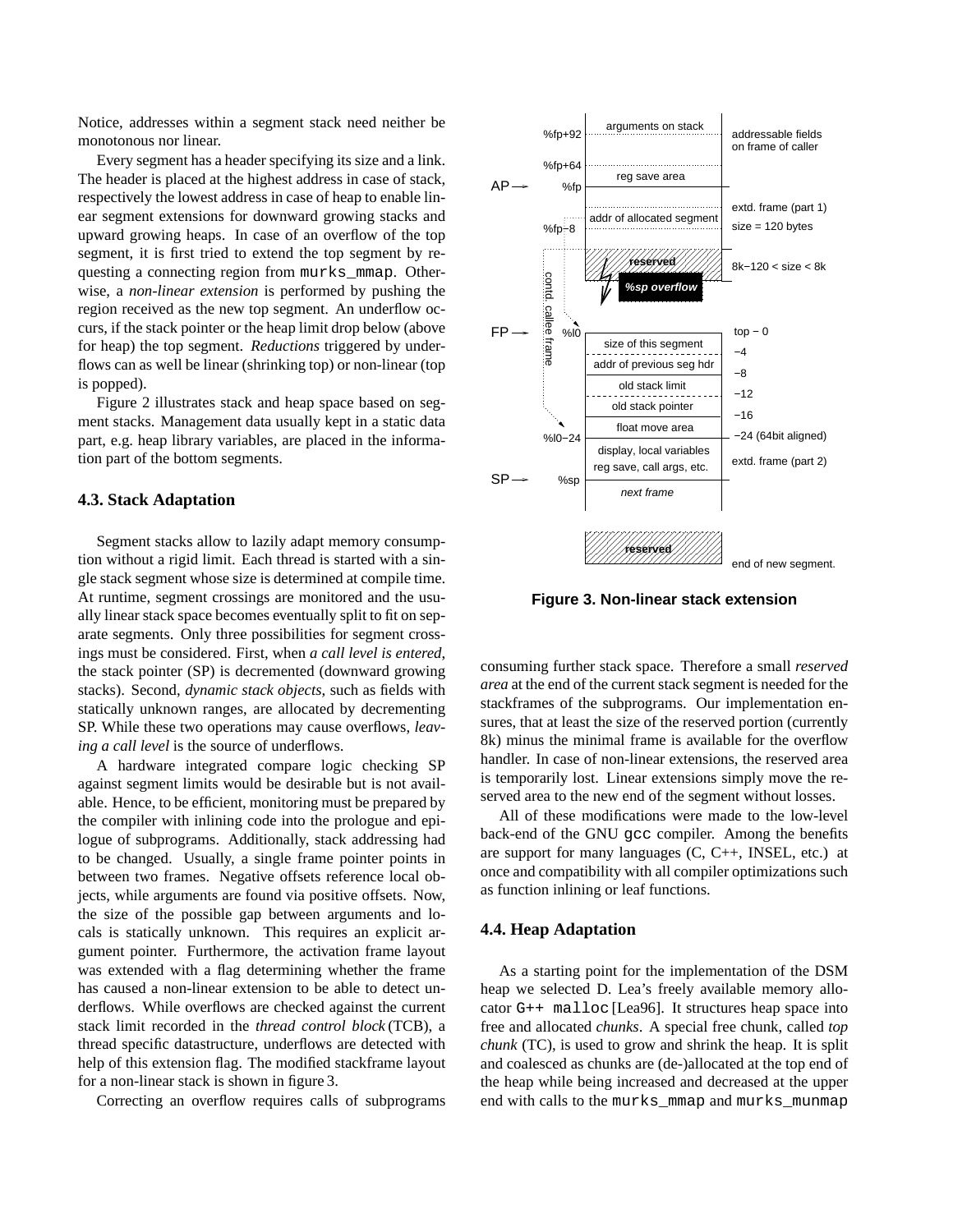Notice, addresses within a segment stack need neither be monotonous nor linear.

Every segment has a header specifying its size and a link. The header is placed at the highest address in case of stack, respectively the lowest address in case of heap to enable linear segment extensions for downward growing stacks and upward growing heaps. In case of an overflow of the top segment, it is first tried to extend the top segment by requesting a connecting region from murks_mmap. Otherwise, a *non-linear extension* is performed by pushing the region received as the new top segment. An underflow occurs, if the stack pointer or the heap limit drop below (above for heap) the top segment. *Reductions* triggered by underflows can as well be linear (shrinking top) or non-linear (top is popped).

Figure 2 illustrates stack and heap space based on segment stacks. Management data usually kept in a static data part, e.g. heap library variables, are placed in the information part of the bottom segments.

### 4.3. Stack Adaptation

Segment stacks allow to lazily adapt memory consumption without a rigid limit. Each thread is started with a single stack segment whose size is determined at compile time. At runtime, segment crossings are monitored and the usually linear stack space becomes eventually split to fit on separate segments. Only three possibilities for segment crossings must be considered. First, when *a call level is entered*, the stack pointer (SP) is decremented (downward growing stacks). Second, *dynamic stack objects*, such as fields with statically unknown ranges, are allocated by decrementing SP. While these two operations may cause overflows, *leaving a call level* is the source of underflows.

A hardware integrated compare logic checking SP against segment limits would be desirable but is not available. Hence, to be efficient, monitoring must be prepared by the compiler with inlining code into the prologue and epilogue of subprograms. Additionally, stack addressing had to be changed. Usually, a single frame pointer points in between two frames. Negative offsets reference local objects, while arguments are found via positive offsets. Now, the size of the possible gap between arguments and locals is statically unknown. This requires an explicit argument pointer. Furthermore, the activation frame layout was extended with a flag determining whether the frame has caused a non-linear extension to be able to detect underflows. While overflows are checked against the current stack limit recorded in the *thread control block* (TCB), a thread specific datastructure, underflows are detected with help of this extension flag. The modified stackframe layout for a non-linear stack is shown in figure 3.

Correcting an overflow requires calls of subprograms consuming further stack space. Therefore a small *reserved area* at the end of the current stack segment is needed for the stackframes of the subprograms. Our implementation ensures, that at least the size of the reserved portion (currently 8k) minus the minimal frame is available for the overflow handler. In case of non-linear extensions, the reserved area is temporarily lost. Linear extensions simply move the reserved area to the new end of the segment without losses.

All of these modifications were made to the low-level back-end of the GNU gcc compiler. Among the benefits are support for many languages (C, C++, INSEL, etc.) at once and compatibility with all compiler optimizations such as function inlining or leaf functions.

**Figure 3. Non-linear stack extension**

### 4.4. Heap Adaptation

As a starting point for the implementation of the DSM heap we selected D. Lea's freely available memory allocator G++ malloc [Lea96]. It structures heap space into free and allocated *chunks*. A special free chunk, called *top chunk* (TC), is used to grow and shrink the heap. It is split and coalesced as chunks are (de-)allocated at the top end of the heap while being increased and decreased at the upper end with calls to the murks_mmap and murks_munmap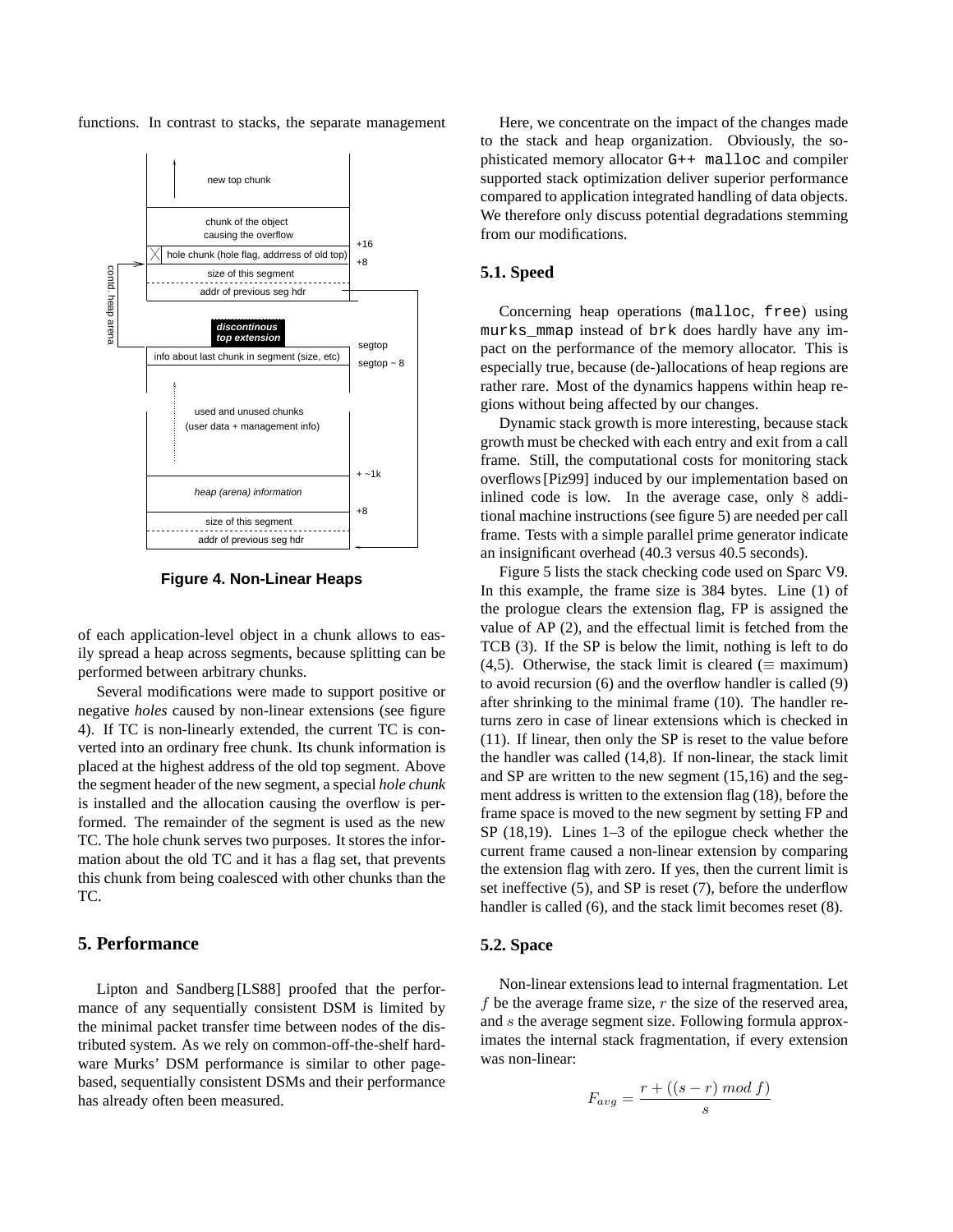functions. In contrast to stacks, the separate management

**Figure 4. Non-Linear Heaps**

of each application-level object in a chunk allows to easily spread a heap across segments, because splitting can be performed between arbitrary chunks.

Several modifications were made to support positive or negative *holes* caused by non-linear extensions (see figure 4). If TC is non-linearly extended, the current TC is converted into an ordinary free chunk. Its chunk information is placed at the highest address of the old top segment. Above the segment header of the new segment, a special *hole chunk* is installed and the allocation causing the overflow is performed. The remainder of the segment is used as the new TC. The hole chunk serves two purposes. It stores the information about the old TC and it has a flag set, that prevents this chunk from being coalesced with other chunks than the TC.

## 5. Performance

Lipton and Sandberg [LS88] proofed that the performance of any sequentially consistent DSM is limited by the minimal packet transfer time between nodes of the distributed system. As we rely on common-off-the-shelf hardware Murks' DSM performance is similar to other page-based, sequentially consistent DSMs and their performance has already often been measured.

Here, we concentrate on the impact of the changes made to the stack and heap organization. Obviously, the sophisticated memory allocator `G++ malloc` and compiler supported stack optimization deliver superior performance compared to application integrated handling of data objects. We therefore only discuss potential degradations stemming from our modifications.

### 5.1. Speed

Concerning heap operations (`malloc`, `free`) using `murks_mmap` instead of `brk` does hardly have any impact on the performance of the memory allocator. This is especially true, because (de-)allocations of heap regions are rather rare. Most of the dynamics happens within heap regions without being affected by our changes.

Dynamic stack growth is more interesting, because stack growth must be checked with each entry and exit from a call frame. Still, the computational costs for monitoring stack overflows [Piz99] induced by our implementation based on inlined code is low. In the average case, only 8 additional machine instructions (see figure 5) are needed per call frame. Tests with a simple parallel prime generator indicate an insignificant overhead (40.3 versus 40.5 seconds).

Figure 5 lists the stack checking code used on Sparc V9. In this example, the frame size is 384 bytes. Line (1) of the prologue clears the extension flag, FP is assigned the value of AP (2), and the effectual limit is fetched from the TCB (3). If the SP is below the limit, nothing is left to do (4,5). Otherwise, the stack limit is cleared ($\equiv$ maximum) to avoid recursion (6) and the overflow handler is called (9) after shrinking to the minimal frame (10). The handler returns zero in case of linear extensions which is checked in (11). If linear, then only the SP is reset to the value before the handler was called (14,8). If non-linear, the stack limit and SP are written to the new segment (15,16) and the segment address is written to the extension flag (18), before the frame space is moved to the new segment by setting FP and SP (18,19). Lines 1–3 of the epilogue check whether the current frame caused a non-linear extension by comparing the extension flag with zero. If yes, then the current limit is set ineffective (5), and SP is reset (7), before the underflow handler is called (6), and the stack limit becomes reset (8).

### 5.2. Space

Non-linear extensions lead to internal fragmentation. Let $f$ be the average frame size, $r$ the size of the reserved area, and $s$ the average segment size. Following formula approximates the internal stack fragmentation, if every extension was non-linear:

$$F_{avg} = \frac{r + ((s - r) \bmod f)}{s}$$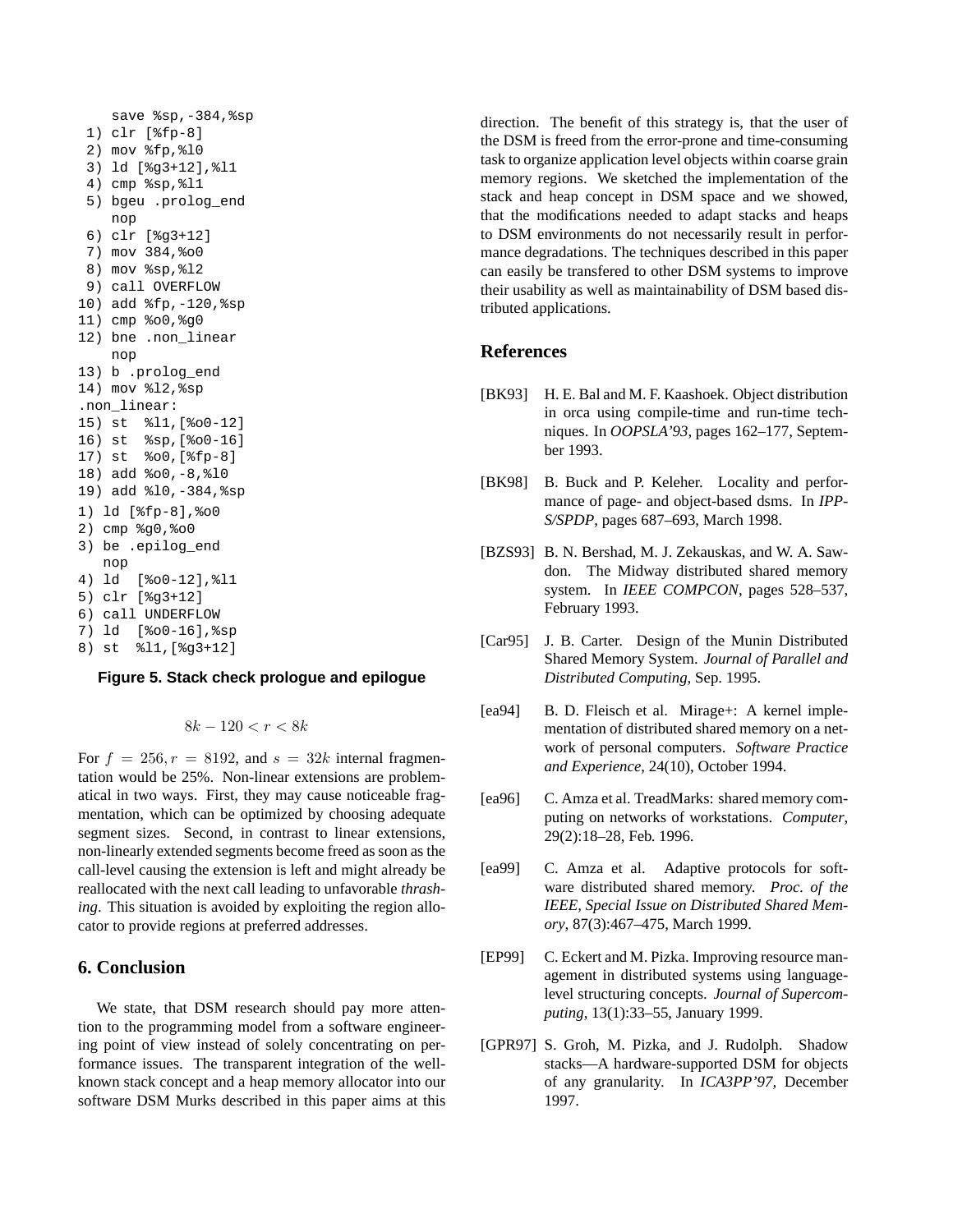```
    save %sp,-384,%sp
 1) clr [%fp-8]
 2) mov %fp,%l0
 3) ld [%g3+12],%l1
 4) cmp %sp,%l1
 5) bgeu .prolog_end
    nop
 6) clr [%g3+12]
 7) mov 384,%o0
 8) mov %sp,%l2
 9) call OVERFLOW
10) add %fp,-120,%sp
11) cmp %o0,%g0
12) bne .non_linear
    nop
13) b .prolog_end
14) mov %l2,%sp
.non_linear:
15) st  %l1,[%o0-12]
16) st  %sp,[%o0-16]
17) st  %o0,[%fp-8]
18) add %o0,-8,%l0
19) add %l0,-384,%sp
1) ld [%fp-8],%o0
2) cmp %g0,%o0
3) be .epilog_end
   nop
4) ld  [%o0-12],%l1
5) clr [%g3+12]
6) call UNDERFLOW
7) ld  [%o0-16],%sp
8) st  %l1,[%g3+12]
```

**Figure 5. Stack check prologue and epilogue**

$$8k - 120 < r < 8k$$

For $f = 256, r = 8192$, and $s = 32k$ internal fragmentation would be 25%. Non-linear extensions are problematical in two ways. First, they may cause noticeable fragmentation, which can be optimized by choosing adequate segment sizes. Second, in contrast to linear extensions, non-linearly extended segments become freed as soon as the call-level causing the extension is left and might already be reallocated with the next call leading to unfavorable *thrashing*. This situation is avoided by exploiting the region allocator to provide regions at preferred addresses.

## 6. Conclusion

We state, that DSM research should pay more attention to the programming model from a software engineering point of view instead of solely concentrating on performance issues. The transparent integration of the well-known stack concept and a heap memory allocator into our software DSM Murks described in this paper aims at this direction. The benefit of this strategy is, that the user of the DSM is freed from the error-prone and time-consuming task to organize application level objects within coarse grain memory regions. We sketched the implementation of the stack and heap concept in DSM space and we showed, that the modifications needed to adapt stacks and heaps to DSM environments do not necessarily result in performance degradations. The techniques described in this paper can easily be transfered to other DSM systems to improve their usability as well as maintainability of DSM based distributed applications.

## References

[BK93] H. E. Bal and M. F. Kaashoek. Object distribution in orca using compile-time and run-time techniques. In *OOPSLA'93*, pages 162–177, September 1993.

[BK98] B. Buck and P. Keleher. Locality and performance of page- and object-based dsms. In *IPPS/SPDP*, pages 687–693, March 1998.

[BZS93] B. N. Bershad, M. J. Zekauskas, and W. A. Sawdon. The Midway distributed shared memory system. In *IEEE COMPCON*, pages 528–537, February 1993.

[Car95] J. B. Carter. Design of the Munin Distributed Shared Memory System. *Journal of Parallel and Distributed Computing*, Sep. 1995.

[ea94] B. D. Fleisch et al. Mirage+: A kernel implementation of distributed shared memory on a network of personal computers. *Software Practice and Experience*, 24(10), October 1994.

[ea96] C. Amza et al. TreadMarks: shared memory computing on networks of workstations. *Computer*, 29(2):18–28, Feb. 1996.

[ea99] C. Amza et al. Adaptive protocols for software distributed shared memory. *Proc. of the IEEE, Special Issue on Distributed Shared Memory*, 87(3):467–475, March 1999.

[EP99] C. Eckert and M. Pizka. Improving resource management in distributed systems using language-level structuring concepts. *Journal of Supercomputing*, 13(1):33–55, January 1999.

[GPR97] S. Groh, M. Pizka, and J. Rudolph. Shadow stacks—A hardware-supported DSM for objects of any granularity. In *ICA3PP'97*, December 1997.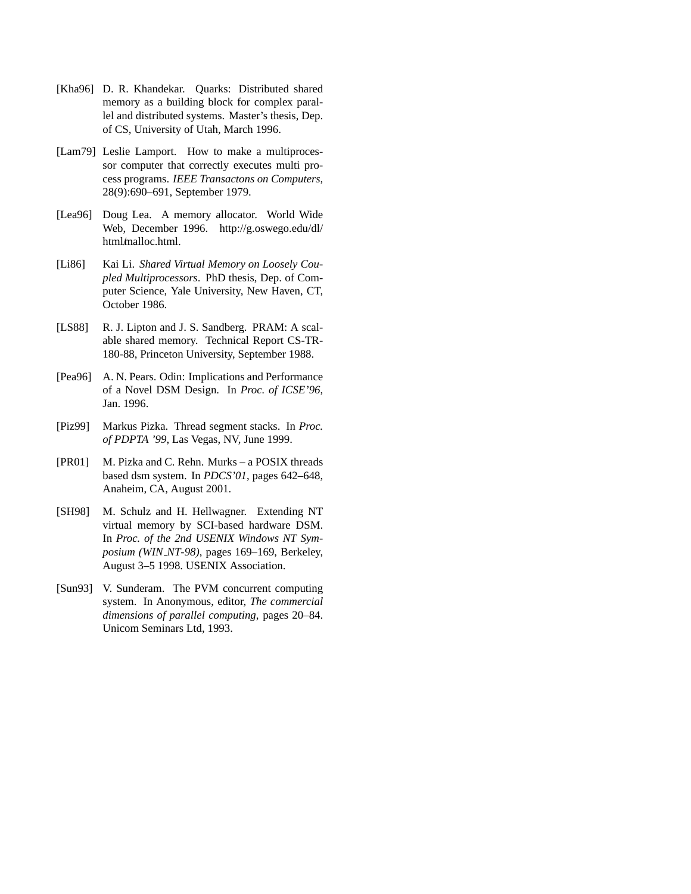[Kha96] D. R. Khandekar. Quarks: Distributed shared memory as a building block for complex parallel and distributed systems. Master's thesis, Dep. of CS, University of Utah, March 1996.

[Lam79] Leslie Lamport. How to make a multiprocessor computer that correctly executes multi process programs. *IEEE Transactons on Computers*, 28(9):690–691, September 1979.

[Lea96] Doug Lea. A memory allocator. World Wide Web, December 1996. http://g.oswego.edu/dl/html/malloc.html.

[Li86] Kai Li. *Shared Virtual Memory on Loosely Coupled Multiprocessors*. PhD thesis, Dep. of Computer Science, Yale University, New Haven, CT, October 1986.

[LS88] R. J. Lipton and J. S. Sandberg. PRAM: A scalable shared memory. Technical Report CS-TR-180-88, Princeton University, September 1988.

[Pea96] A. N. Pears. Odin: Implications and Performance of a Novel DSM Design. In *Proc. of ICSE'96*, Jan. 1996.

[Piz99] Markus Pizka. Thread segment stacks. In *Proc. of PDPTA '99*, Las Vegas, NV, June 1999.

[PR01] M. Pizka and C. Rehn. Murks – a POSIX threads based dsm system. In *PDCS'01*, pages 642–648, Anaheim, CA, August 2001.

[SH98] M. Schulz and H. Hellwagner. Extending NT virtual memory by SCI-based hardware DSM. In *Proc. of the 2nd USENIX Windows NT Symposium (WIN_NT-98)*, pages 169–169, Berkeley, August 3–5 1998. USENIX Association.

[Sun93] V. Sunderam. The PVM concurrent computing system. In Anonymous, editor, *The commercial dimensions of parallel computing*, pages 20–84. Unicom Seminars Ltd, 1993.